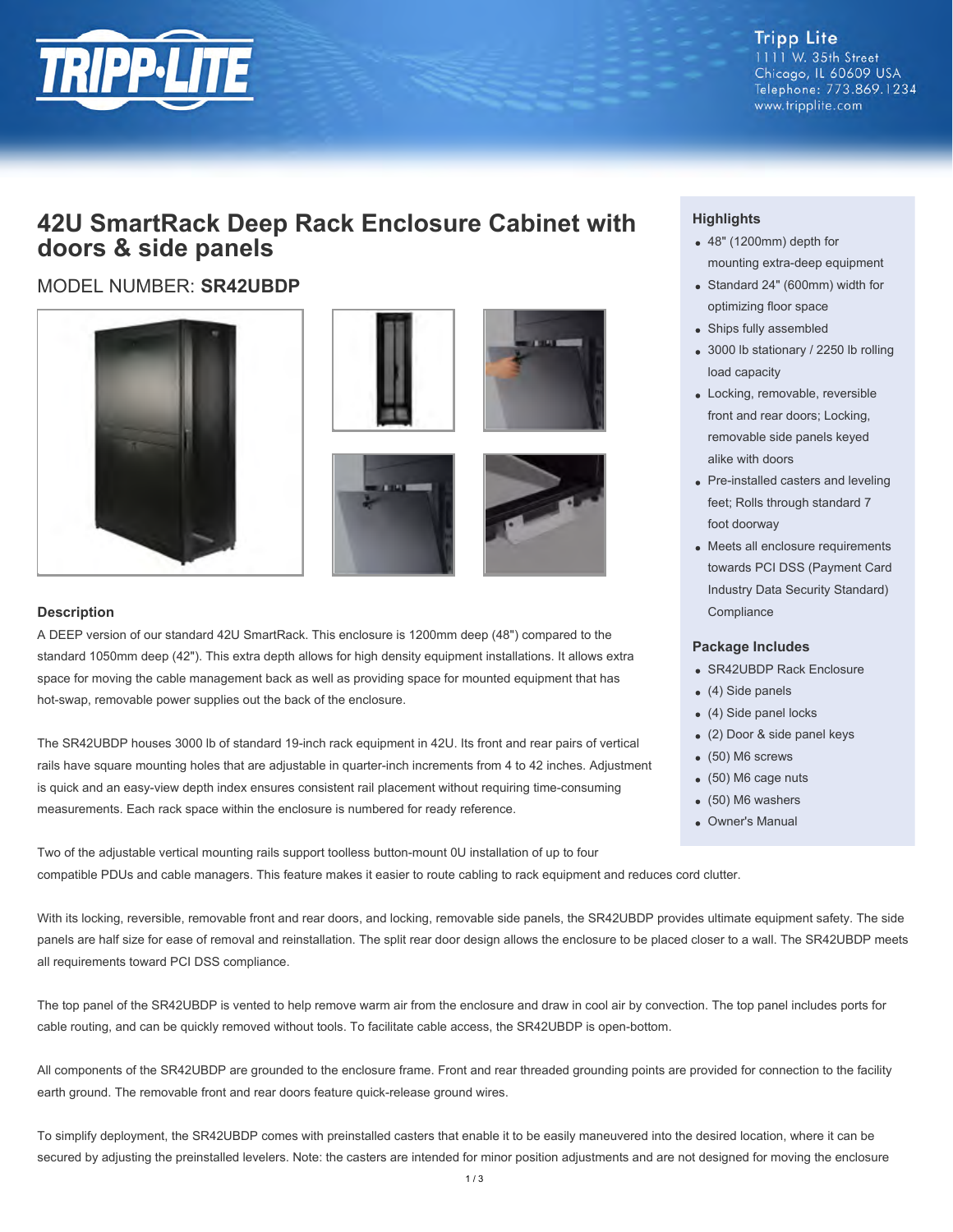Tripp Lite
1111 W. 35th Street
Chicago, IL 60609 USA
Telephone: 773.869.1234
www.tripplite.com

# 42U SmartRack Deep Rack Enclosure Cabinet with doors & side panels

## MODEL NUMBER: **SR42UBDP**

### Highlights

- 48" (1200mm) depth for mounting extra-deep equipment
- Standard 24" (600mm) width for optimizing floor space
- Ships fully assembled
- 3000 lb stationary / 2250 lb rolling load capacity
- Locking, removable, reversible front and rear doors; Locking, removable side panels keyed alike with doors
- Pre-installed casters and leveling feet; Rolls through standard 7 foot doorway
- Meets all enclosure requirements towards PCI DSS (Payment Card Industry Data Security Standard) Compliance

### Package Includes

- SR42UBDP Rack Enclosure
- (4) Side panels
- (4) Side panel locks
- (2) Door & side panel keys
- (50) M6 screws
- (50) M6 cage nuts
- (50) M6 washers
- Owner's Manual

### Description

A DEEP version of our standard 42U SmartRack. This enclosure is 1200mm deep (48") compared to the standard 1050mm deep (42"). This extra depth allows for high density equipment installations. It allows extra space for moving the cable management back as well as providing space for mounted equipment that has hot-swap, removable power supplies out the back of the enclosure.

The SR42UBDP houses 3000 lb of standard 19-inch rack equipment in 42U. Its front and rear pairs of vertical rails have square mounting holes that are adjustable in quarter-inch increments from 4 to 42 inches. Adjustment is quick and an easy-view depth index ensures consistent rail placement without requiring time-consuming measurements. Each rack space within the enclosure is numbered for ready reference.

Two of the adjustable vertical mounting rails support toolless button-mount 0U installation of up to four compatible PDUs and cable managers. This feature makes it easier to route cabling to rack equipment and reduces cord clutter.

With its locking, reversible, removable front and rear doors, and locking, removable side panels, the SR42UBDP provides ultimate equipment safety. The side panels are half size for ease of removal and reinstallation. The split rear door design allows the enclosure to be placed closer to a wall. The SR42UBDP meets all requirements toward PCI DSS compliance.

The top panel of the SR42UBDP is vented to help remove warm air from the enclosure and draw in cool air by convection. The top panel includes ports for cable routing, and can be quickly removed without tools. To facilitate cable access, the SR42UBDP is open-bottom.

All components of the SR42UBDP are grounded to the enclosure frame. Front and rear threaded grounding points are provided for connection to the facility earth ground. The removable front and rear doors feature quick-release ground wires.

To simplify deployment, the SR42UBDP comes with preinstalled casters that enable it to be easily maneuvered into the desired location, where it can be secured by adjusting the preinstalled levelers. Note: the casters are intended for minor position adjustments and are not designed for moving the enclosure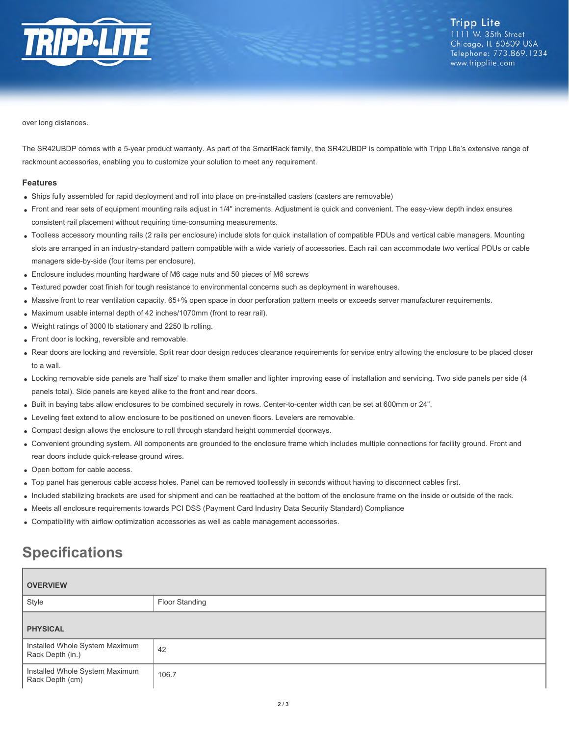over long distances.

The SR42UBDP comes with a 5-year product warranty. As part of the SmartRack family, the SR42UBDP is compatible with Tripp Lite's extensive range of rackmount accessories, enabling you to customize your solution to meet any requirement.

### Features

- Ships fully assembled for rapid deployment and roll into place on pre-installed casters (casters are removable)
- Front and rear sets of equipment mounting rails adjust in 1/4" increments. Adjustment is quick and convenient. The easy-view depth index ensures consistent rail placement without requiring time-consuming measurements.
- Toolless accessory mounting rails (2 rails per enclosure) include slots for quick installation of compatible PDUs and vertical cable managers. Mounting slots are arranged in an industry-standard pattern compatible with a wide variety of accessories. Each rail can accommodate two vertical PDUs or cable managers side-by-side (four items per enclosure).
- Enclosure includes mounting hardware of M6 cage nuts and 50 pieces of M6 screws
- Textured powder coat finish for tough resistance to environmental concerns such as deployment in warehouses.
- Massive front to rear ventilation capacity. 65+% open space in door perforation pattern meets or exceeds server manufacturer requirements.
- Maximum usable internal depth of 42 inches/1070mm (front to rear rail).
- Weight ratings of 3000 lb stationary and 2250 lb rolling.
- Front door is locking, reversible and removable.
- Rear doors are locking and reversible. Split rear door design reduces clearance requirements for service entry allowing the enclosure to be placed closer to a wall.
- Locking removable side panels are 'half size' to make them smaller and lighter improving ease of installation and servicing. Two side panels per side (4 panels total). Side panels are keyed alike to the front and rear doors.
- Built in baying tabs allow enclosures to be combined securely in rows. Center-to-center width can be set at 600mm or 24".
- Leveling feet extend to allow enclosure to be positioned on uneven floors. Levelers are removable.
- Compact design allows the enclosure to roll through standard height commercial doorways.
- Convenient grounding system. All components are grounded to the enclosure frame which includes multiple connections for facility ground. Front and rear doors include quick-release ground wires.
- Open bottom for cable access.
- Top panel has generous cable access holes. Panel can be removed toollessly in seconds without having to disconnect cables first.
- Included stabilizing brackets are used for shipment and can be reattached at the bottom of the enclosure frame on the inside or outside of the rack.
- Meets all enclosure requirements towards PCI DSS (Payment Card Industry Data Security Standard) Compliance
- Compatibility with airflow optimization accessories as well as cable management accessories.

## Specifications

| OVERVIEW | |
|---|---|
| Style | Floor Standing |
| **PHYSICAL** | |
| Installed Whole System Maximum Rack Depth (in.) | 42 |
| Installed Whole System Maximum Rack Depth (cm) | 106.7 |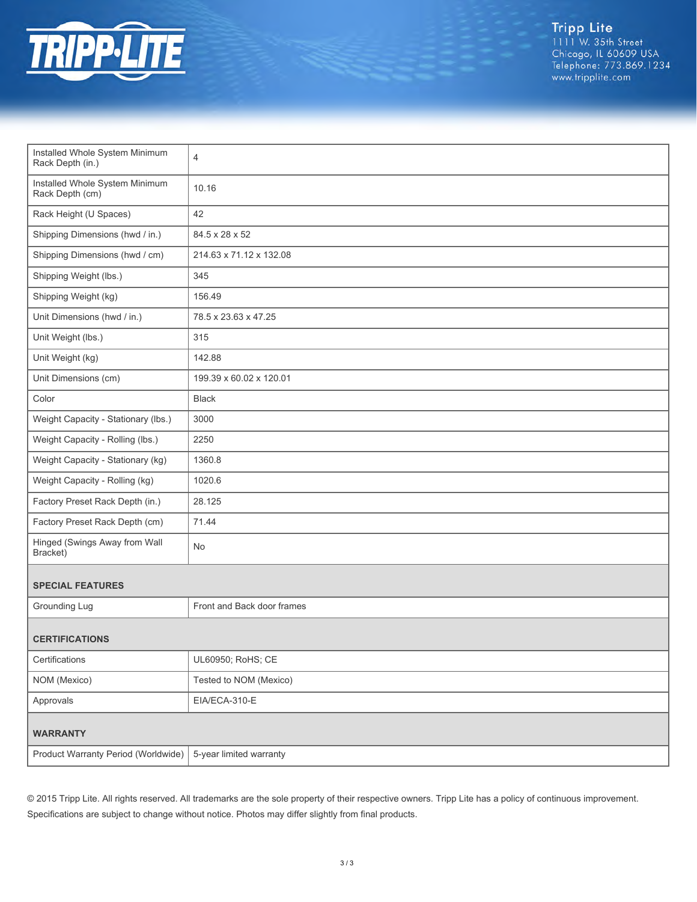| | |
|---|---|
| Installed Whole System Minimum Rack Depth (in.) | 4 |
| Installed Whole System Minimum Rack Depth (cm) | 10.16 |
| Rack Height (U Spaces) | 42 |
| Shipping Dimensions (hwd / in.) | 84.5 x 28 x 52 |
| Shipping Dimensions (hwd / cm) | 214.63 x 71.12 x 132.08 |
| Shipping Weight (lbs.) | 345 |
| Shipping Weight (kg) | 156.49 |
| Unit Dimensions (hwd / in.) | 78.5 x 23.63 x 47.25 |
| Unit Weight (lbs.) | 315 |
| Unit Weight (kg) | 142.88 |
| Unit Dimensions (cm) | 199.39 x 60.02 x 120.01 |
| Color | Black |
| Weight Capacity - Stationary (lbs.) | 3000 |
| Weight Capacity - Rolling (lbs.) | 2250 |
| Weight Capacity - Stationary (kg) | 1360.8 |
| Weight Capacity - Rolling (kg) | 1020.6 |
| Factory Preset Rack Depth (in.) | 28.125 |
| Factory Preset Rack Depth (cm) | 71.44 |
| Hinged (Swings Away from Wall Bracket) | No |
| **SPECIAL FEATURES** | |
| Grounding Lug | Front and Back door frames |
| **CERTIFICATIONS** | |
| Certifications | UL60950; RoHS; CE |
| NOM (Mexico) | Tested to NOM (Mexico) |
| Approvals | EIA/ECA-310-E |
| **WARRANTY** | |
| Product Warranty Period (Worldwide) | 5-year limited warranty |

© 2015 Tripp Lite. All rights reserved. All trademarks are the sole property of their respective owners. Tripp Lite has a policy of continuous improvement. Specifications are subject to change without notice. Photos may differ slightly from final products.